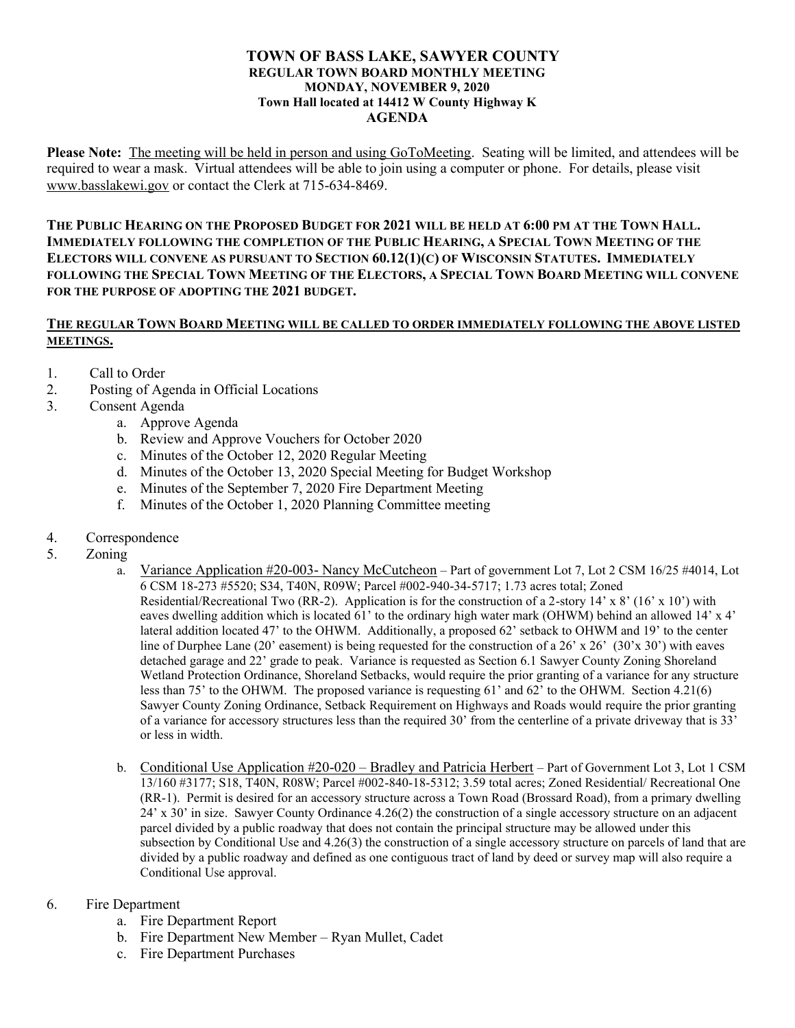# TOWN OF BASS LAKE, SAWYER COUNTY

## REGULAR TOWN BOARD MONTHLY MEETING

**MONDAY, NOVEMBER 9, 2020**

**Town Hall located at 14412 W County Highway K**

## AGENDA

**Please Note:** The meeting will be held in person and using GoToMeeting. Seating will be limited, and attendees will be required to wear a mask. Virtual attendees will be able to join using a computer or phone. For details, please visit www.basslakewi.gov or contact the Clerk at 715-634-8469.

**THE PUBLIC HEARING ON THE PROPOSED BUDGET FOR 2021 WILL BE HELD AT 6:00 PM AT THE TOWN HALL. IMMEDIATELY FOLLOWING THE COMPLETION OF THE PUBLIC HEARING, A SPECIAL TOWN MEETING OF THE ELECTORS WILL CONVENE AS PURSUANT TO SECTION 60.12(1)(C) OF WISCONSIN STATUTES. IMMEDIATELY FOLLOWING THE SPECIAL TOWN MEETING OF THE ELECTORS, A SPECIAL TOWN BOARD MEETING WILL CONVENE FOR THE PURPOSE OF ADOPTING THE 2021 BUDGET.**

**THE REGULAR TOWN BOARD MEETING WILL BE CALLED TO ORDER IMMEDIATELY FOLLOWING THE ABOVE LISTED MEETINGS.**

1. Call to Order
2. Posting of Agenda in Official Locations
3. Consent Agenda
   a. Approve Agenda
   b. Review and Approve Vouchers for October 2020
   c. Minutes of the October 12, 2020 Regular Meeting
   d. Minutes of the October 13, 2020 Special Meeting for Budget Workshop
   e. Minutes of the September 7, 2020 Fire Department Meeting
   f. Minutes of the October 1, 2020 Planning Committee meeting
4. Correspondence
5. Zoning
   a. Variance Application #20-003- Nancy McCutcheon – Part of government Lot 7, Lot 2 CSM 16/25 #4014, Lot 6 CSM 18-273 #5520; S34, T40N, R09W; Parcel #002-940-34-5717; 1.73 acres total; Zoned Residential/Recreational Two (RR-2). Application is for the construction of a 2-story 14' x 8' (16' x 10') with eaves dwelling addition which is located 61' to the ordinary high water mark (OHWM) behind an allowed 14' x 4' lateral addition located 47' to the OHWM. Additionally, a proposed 62' setback to OHWM and 19' to the center line of Durphee Lane (20' easement) is being requested for the construction of a 26' x 26' (30'x 30') with eaves detached garage and 22' grade to peak. Variance is requested as Section 6.1 Sawyer County Zoning Shoreland Wetland Protection Ordinance, Shoreland Setbacks, would require the prior granting of a variance for any structure less than 75' to the OHWM. The proposed variance is requesting 61' and 62' to the OHWM. Section 4.21(6) Sawyer County Zoning Ordinance, Setback Requirement on Highways and Roads would require the prior granting of a variance for accessory structures less than the required 30' from the centerline of a private driveway that is 33' or less in width.
   b. Conditional Use Application #20-020 – Bradley and Patricia Herbert – Part of Government Lot 3, Lot 1 CSM 13/160 #3177; S18, T40N, R08W; Parcel #002-840-18-5312; 3.59 total acres; Zoned Residential/ Recreational One (RR-1). Permit is desired for an accessory structure across a Town Road (Brossard Road), from a primary dwelling 24' x 30' in size. Sawyer County Ordinance 4.26(2) the construction of a single accessory structure on an adjacent parcel divided by a public roadway that does not contain the principal structure may be allowed under this subsection by Conditional Use and 4.26(3) the construction of a single accessory structure on parcels of land that are divided by a public roadway and defined as one contiguous tract of land by deed or survey map will also require a Conditional Use approval.
6. Fire Department
   a. Fire Department Report
   b. Fire Department New Member – Ryan Mullet, Cadet
   c. Fire Department Purchases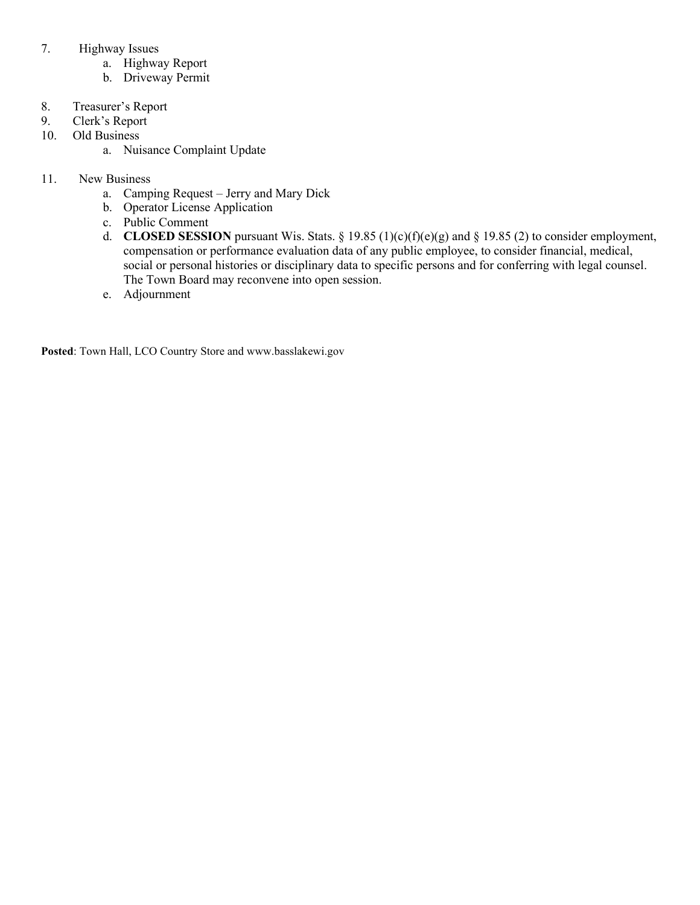7. Highway Issues
    a. Highway Report
    b. Driveway Permit

8. Treasurer's Report
9. Clerk's Report
10. Old Business
    a. Nuisance Complaint Update

11. New Business
    a. Camping Request – Jerry and Mary Dick
    b. Operator License Application
    c. Public Comment
    d. **CLOSED SESSION** pursuant Wis. Stats. § 19.85 (1)(c)(f)(e)(g) and § 19.85 (2) to consider employment, compensation or performance evaluation data of any public employee, to consider financial, medical, social or personal histories or disciplinary data to specific persons and for conferring with legal counsel. The Town Board may reconvene into open session.
    e. Adjournment

**Posted**: Town Hall, LCO Country Store and www.basslakewi.gov